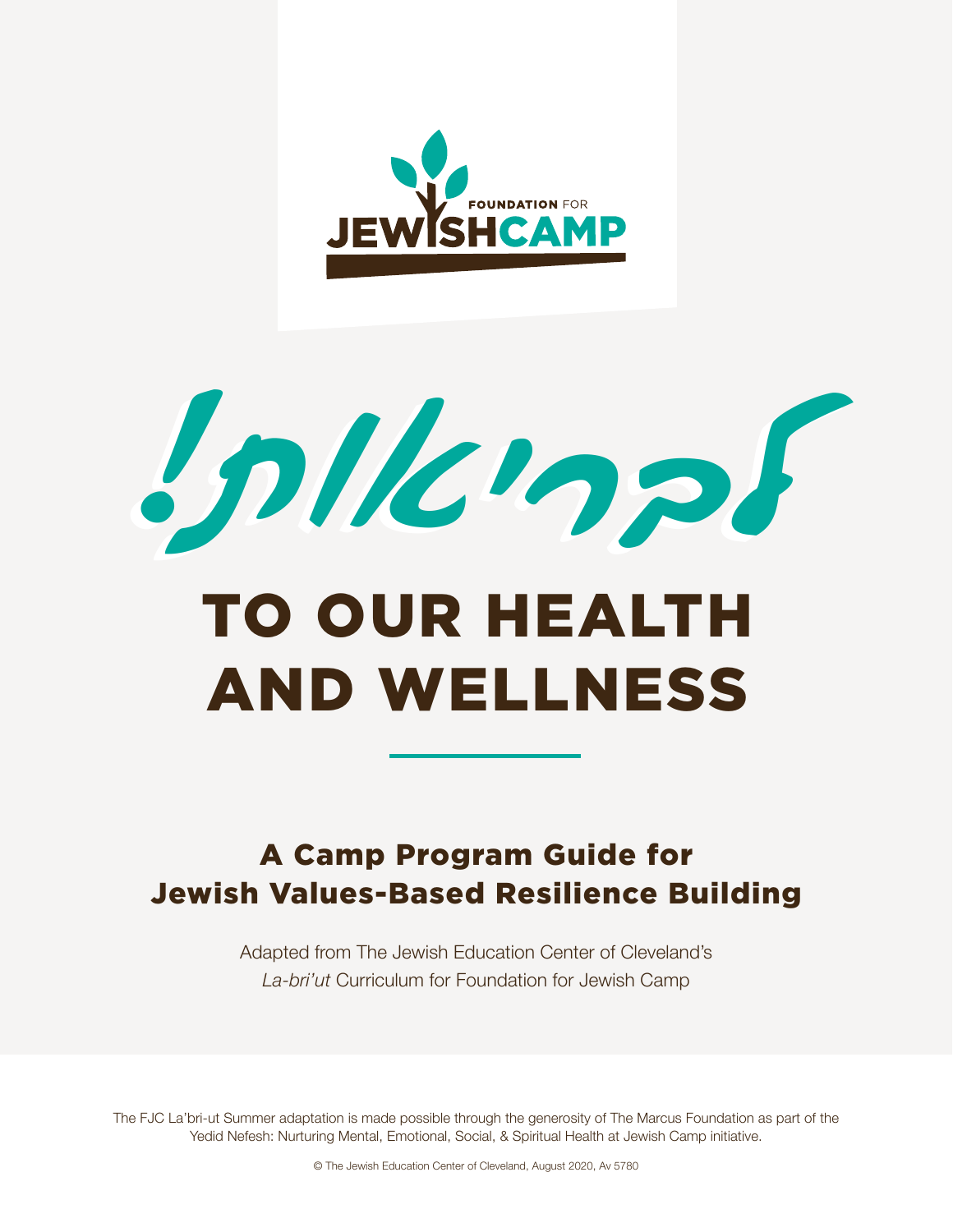FOUNDATION FOR JEWISH CAMP

# !לבריאות

# TO OUR HEALTH AND WELLNESS

## A Camp Program Guide for Jewish Values-Based Resilience Building

Adapted from The Jewish Education Center of Cleveland's *La-bri'ut* Curriculum for Foundation for Jewish Camp

The FJC La'bri-ut Summer adaptation is made possible through the generosity of The Marcus Foundation as part of the Yedid Nefesh: Nurturing Mental, Emotional, Social, & Spiritual Health at Jewish Camp initiative.

© The Jewish Education Center of Cleveland, August 2020, Av 5780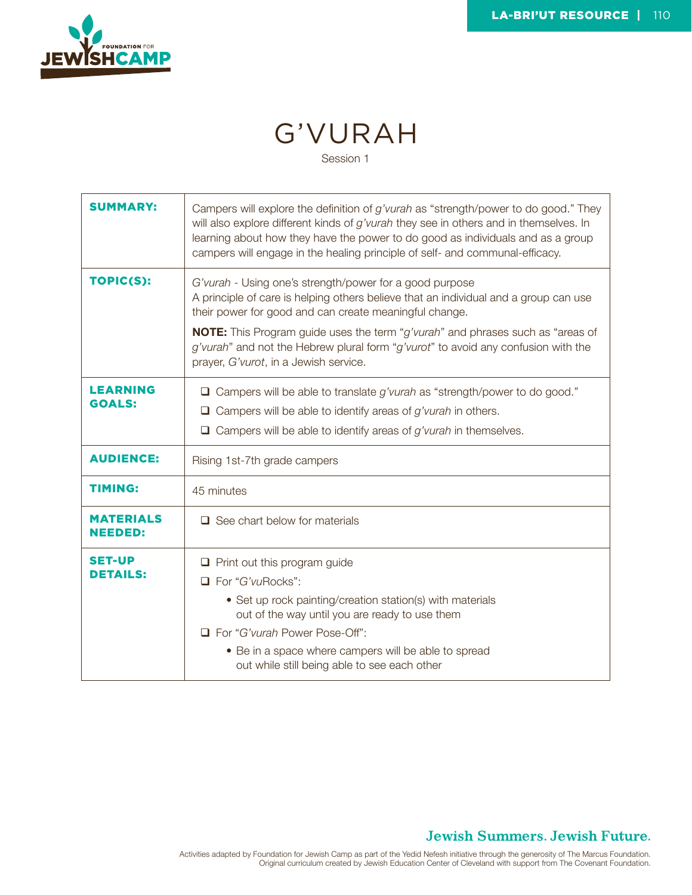# G'VURAH

Session 1

| | |
|---|---|
| **SUMMARY:** | Campers will explore the definition of *g'vurah* as "strength/power to do good." They will also explore different kinds of *g'vurah* they see in others and in themselves. In learning about how they have the power to do good as individuals and as a group campers will engage in the healing principle of self- and communal-efficacy. |
| **TOPIC(S):** | *G'vurah* - Using one's strength/power for a good purpose<br>A principle of care is helping others believe that an individual and a group can use their power for good and can create meaningful change.<br><br>**NOTE:** This Program guide uses the term "*g'vurah*" and phrases such as "areas of *g'vurah*" and not the Hebrew plural form "*g'vurot*" to avoid any confusion with the prayer, *G'vurot*, in a Jewish service. |
| **LEARNING GOALS:** | ❑ Campers will be able to translate *g'vurah* as "strength/power to do good."<br>❑ Campers will be able to identify areas of *g'vurah* in others.<br>❑ Campers will be able to identify areas of *g'vurah* in themselves. |
| **AUDIENCE:** | Rising 1st-7th grade campers |
| **TIMING:** | 45 minutes |
| **MATERIALS NEEDED:** | ❑ See chart below for materials |
| **SET-UP DETAILS:** | ❑ Print out this program guide<br>❑ For "*G'vu*Rocks":<br>• Set up rock painting/creation station(s) with materials out of the way until you are ready to use them<br>❑ For "*G'vurah* Power Pose-Off":<br>• Be in a space where campers will be able to spread out while still being able to see each other |

**Jewish Summers. Jewish Future.**

Activities adapted by Foundation for Jewish Camp as part of the Yedid Nefesh initiative through the generosity of The Marcus Foundation. Original curriculum created by Jewish Education Center of Cleveland with support from The Covenant Foundation.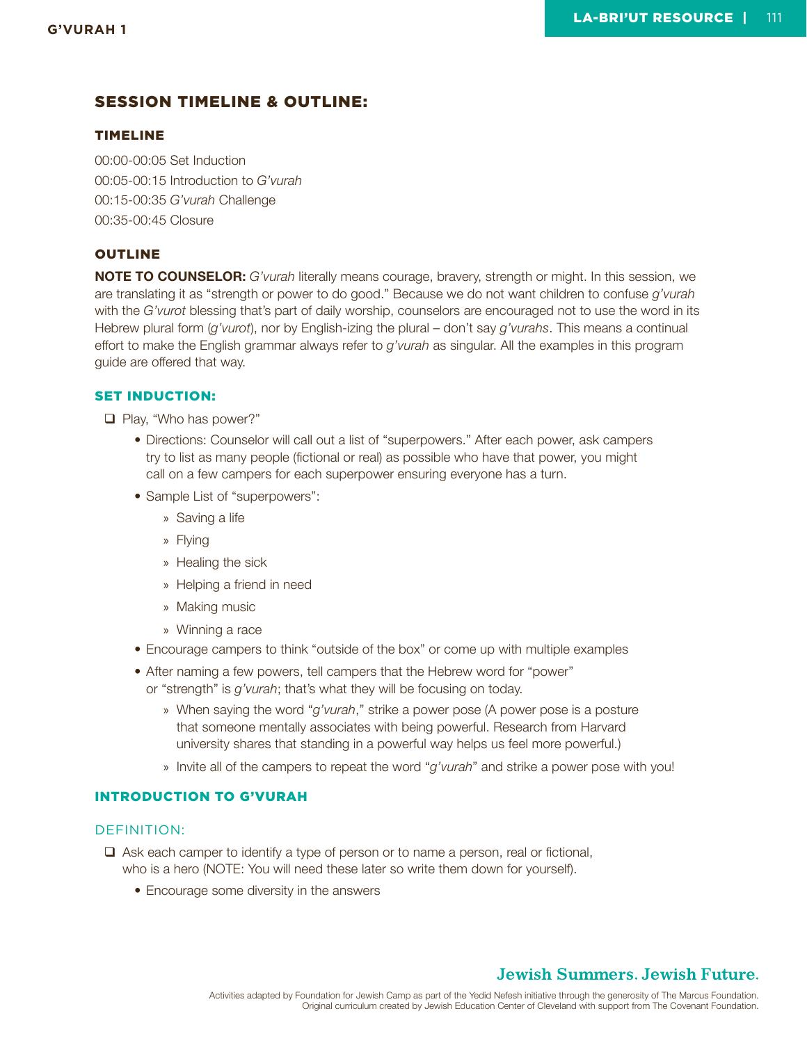## SESSION TIMELINE & OUTLINE:

### TIMELINE

00:00-00:05 Set Induction

00:05-00:15 Introduction to *G'vurah*

00:15-00:35 *G'vurah* Challenge

00:35-00:45 Closure

### OUTLINE

**NOTE TO COUNSELOR:** *G'vurah* literally means courage, bravery, strength or might. In this session, we are translating it as "strength or power to do good." Because we do not want children to confuse *g'vurah* with the *G'vurot* blessing that's part of daily worship, counselors are encouraged not to use the word in its Hebrew plural form (*g'vurot*), nor by English-izing the plural – don't say *g'vurahs*. This means a continual effort to make the English grammar always refer to *g'vurah* as singular. All the examples in this program guide are offered that way.

### SET INDUCTION:

- ❑ Play, "Who has power?"
  - Directions: Counselor will call out a list of "superpowers." After each power, ask campers try to list as many people (fictional or real) as possible who have that power, you might call on a few campers for each superpower ensuring everyone has a turn.
  - Sample List of "superpowers":
    - » Saving a life
    - » Flying
    - » Healing the sick
    - » Helping a friend in need
    - » Making music
    - » Winning a race
  - Encourage campers to think "outside of the box" or come up with multiple examples
  - After naming a few powers, tell campers that the Hebrew word for "power" or "strength" is *g'vurah*; that's what they will be focusing on today.
    - » When saying the word "*g'vurah*," strike a power pose (A power pose is a posture that someone mentally associates with being powerful. Research from Harvard university shares that standing in a powerful way helps us feel more powerful.)
    - » Invite all of the campers to repeat the word "*g'vurah*" and strike a power pose with you!

### INTRODUCTION TO G'VURAH

#### DEFINITION:

- ❑ Ask each camper to identify a type of person or to name a person, real or fictional, who is a hero (NOTE: You will need these later so write them down for yourself).
  - Encourage some diversity in the answers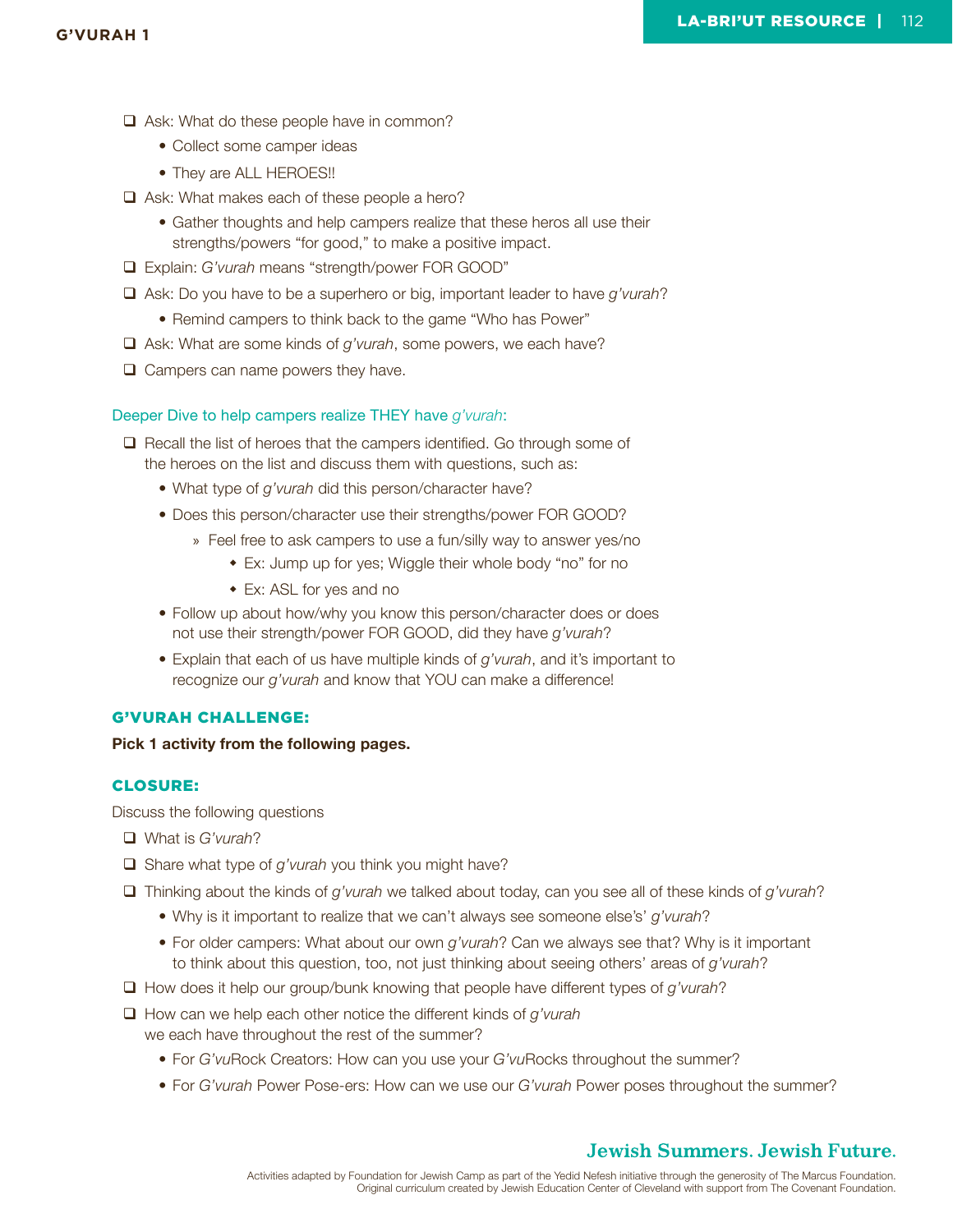- [ ] Ask: What do these people have in common?
  - Collect some camper ideas
  - They are ALL HEROES!!
- [ ] Ask: What makes each of these people a hero?
  - Gather thoughts and help campers realize that these heros all use their strengths/powers "for good," to make a positive impact.
- [ ] Explain: *G'vurah* means "strength/power FOR GOOD"
- [ ] Ask: Do you have to be a superhero or big, important leader to have *g'vurah*?
  - Remind campers to think back to the game "Who has Power"
- [ ] Ask: What are some kinds of *g'vurah*, some powers, we each have?
- [ ] Campers can name powers they have.

Deeper Dive to help campers realize THEY have *g'vurah*:

- [ ] Recall the list of heroes that the campers identified. Go through some of the heroes on the list and discuss them with questions, such as:
  - What type of *g'vurah* did this person/character have?
  - Does this person/character use their strengths/power FOR GOOD?
    - » Feel free to ask campers to use a fun/silly way to answer yes/no
      - Ex: Jump up for yes; Wiggle their whole body "no" for no
      - Ex: ASL for yes and no
  - Follow up about how/why you know this person/character does or does not use their strength/power FOR GOOD, did they have *g'vurah*?
  - Explain that each of us have multiple kinds of *g'vurah*, and it's important to recognize our *g'vurah* and know that YOU can make a difference!

### G'VURAH CHALLENGE:

**Pick 1 activity from the following pages.**

### CLOSURE:

Discuss the following questions

- [ ] What is *G'vurah*?
- [ ] Share what type of *g'vurah* you think you might have?
- [ ] Thinking about the kinds of *g'vurah* we talked about today, can you see all of these kinds of *g'vurah*?
  - Why is it important to realize that we can't always see someone else's' *g'vurah*?
  - For older campers: What about our own *g'vurah*? Can we always see that? Why is it important to think about this question, too, not just thinking about seeing others' areas of *g'vurah*?
- [ ] How does it help our group/bunk knowing that people have different types of *g'vurah*?
- [ ] How can we help each other notice the different kinds of *g'vurah* we each have throughout the rest of the summer?
  - For *G'vu*Rock Creators: How can you use your *G'vu*Rocks throughout the summer?
  - For *G'vurah* Power Pose-ers: How can we use our *G'vurah* Power poses throughout the summer?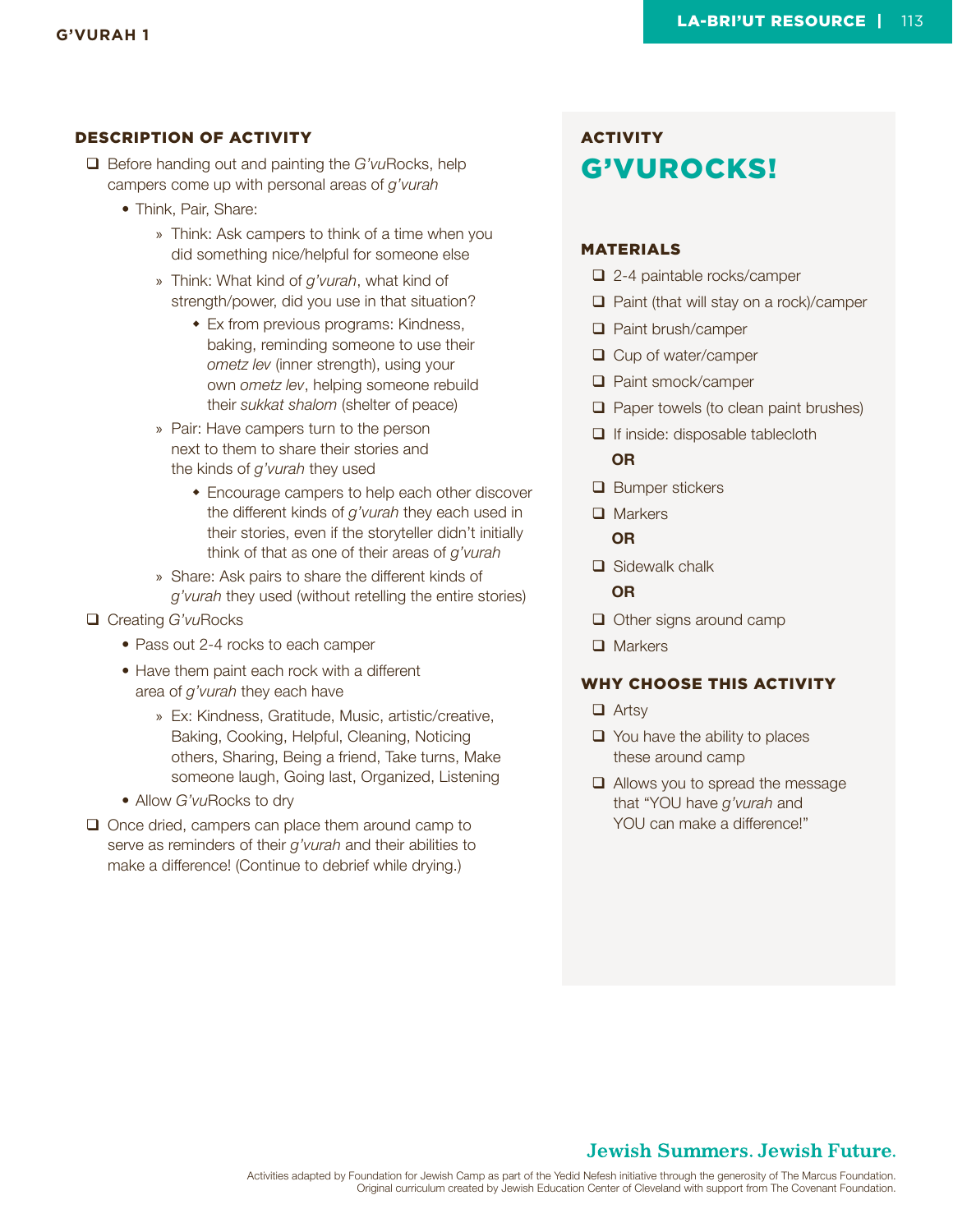## DESCRIPTION OF ACTIVITY

- ❑ Before handing out and painting the *G'vu*Rocks, help campers come up with personal areas of *g'vurah*
  - Think, Pair, Share:
    - » Think: Ask campers to think of a time when you did something nice/helpful for someone else
    - » Think: What kind of *g'vurah*, what kind of strength/power, did you use in that situation?
      - Ex from previous programs: Kindness, baking, reminding someone to use their *ometz lev* (inner strength), using your own *ometz lev*, helping someone rebuild their *sukkat shalom* (shelter of peace)
    - » Pair: Have campers turn to the person next to them to share their stories and the kinds of *g'vurah* they used
      - Encourage campers to help each other discover the different kinds of *g'vurah* they each used in their stories, even if the storyteller didn't initially think of that as one of their areas of *g'vurah*
    - » Share: Ask pairs to share the different kinds of *g'vurah* they used (without retelling the entire stories)
- ❑ Creating *G'vu*Rocks
  - Pass out 2-4 rocks to each camper
  - Have them paint each rock with a different area of *g'vurah* they each have
    - » Ex: Kindness, Gratitude, Music, artistic/creative, Baking, Cooking, Helpful, Cleaning, Noticing others, Sharing, Being a friend, Take turns, Make someone laugh, Going last, Organized, Listening
  - Allow *G'vu*Rocks to dry
- ❑ Once dried, campers can place them around camp to serve as reminders of their *g'vurah* and their abilities to make a difference! (Continue to debrief while drying.)

## ACTIVITY

# G'VUROCKS!

### MATERIALS

- ❑ 2-4 paintable rocks/camper
- ❑ Paint (that will stay on a rock)/camper
- ❑ Paint brush/camper
- ❑ Cup of water/camper
- ❑ Paint smock/camper
- ❑ Paper towels (to clean paint brushes)
- ❑ If inside: disposable tablecloth

**OR**

- ❑ Bumper stickers
- ❑ Markers

**OR**

- ❑ Sidewalk chalk

**OR**

- ❑ Other signs around camp
- ❑ Markers

### WHY CHOOSE THIS ACTIVITY

- ❑ Artsy
- ❑ You have the ability to places these around camp
- ❑ Allows you to spread the message that "YOU have *g'vurah* and YOU can make a difference!"

**Jewish Summers. Jewish Future.**

Activities adapted by Foundation for Jewish Camp as part of the Yedid Nefesh initiative through the generosity of The Marcus Foundation. Original curriculum created by Jewish Education Center of Cleveland with support from The Covenant Foundation.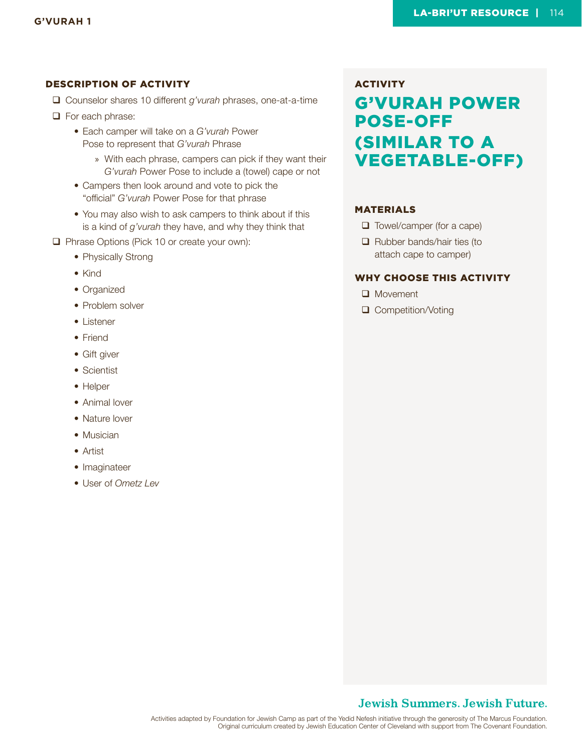## ACTIVITY

# G'VURAH POWER POSE-OFF (SIMILAR TO A VEGETABLE-OFF)

### MATERIALS

- ❑ Towel/camper (for a cape)
- ❑ Rubber bands/hair ties (to attach cape to camper)

### WHY CHOOSE THIS ACTIVITY

- ❑ Movement
- ❑ Competition/Voting

### DESCRIPTION OF ACTIVITY

- ❑ Counselor shares 10 different *g'vurah* phrases, one-at-a-time
- ❑ For each phrase:
  - Each camper will take on a *G'vurah* Power Pose to represent that *G'vurah* Phrase
    - » With each phrase, campers can pick if they want their *G'vurah* Power Pose to include a (towel) cape or not
  - Campers then look around and vote to pick the "official" *G'vurah* Power Pose for that phrase
  - You may also wish to ask campers to think about if this is a kind of *g'vurah* they have, and why they think that
- ❑ Phrase Options (Pick 10 or create your own):
  - Physically Strong
  - Kind
  - Organized
  - Problem solver
  - Listener
  - Friend
  - Gift giver
  - Scientist
  - Helper
  - Animal lover
  - Nature lover
  - Musician
  - Artist
  - Imaginateer
  - User of *Ometz Lev*

Jewish Summers. Jewish Future.

Activities adapted by Foundation for Jewish Camp as part of the Yedid Nefesh initiative through the generosity of The Marcus Foundation.
Original curriculum created by Jewish Education Center of Cleveland with support from The Covenant Foundation.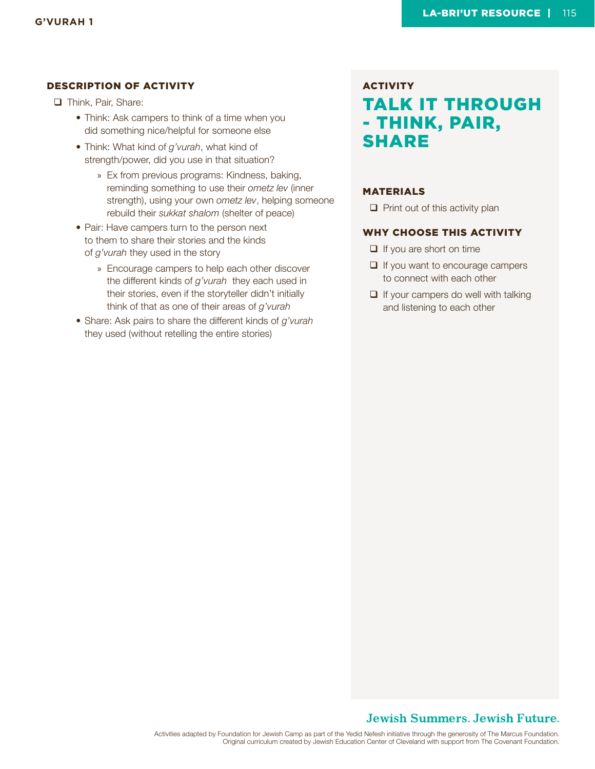## ACTIVITY

# TALK IT THROUGH - THINK, PAIR, SHARE

### MATERIALS

- ❑ Print out of this activity plan

### WHY CHOOSE THIS ACTIVITY

- ❑ If you are short on time
- ❑ If you want to encourage campers to connect with each other
- ❑ If your campers do well with talking and listening to each other

### DESCRIPTION OF ACTIVITY

- ❑ Think, Pair, Share:
  - Think: Ask campers to think of a time when you did something nice/helpful for someone else
  - Think: What kind of *g'vurah*, what kind of strength/power, did you use in that situation?
    - » Ex from previous programs: Kindness, baking, reminding something to use their *ometz lev* (inner strength), using your own *ometz lev*, helping someone rebuild their *sukkat shalom* (shelter of peace)
  - Pair: Have campers turn to the person next to them to share their stories and the kinds of *g'vurah* they used in the story
    - » Encourage campers to help each other discover the different kinds of *g'vurah* they each used in their stories, even if the storyteller didn't initially think of that as one of their areas of *g'vurah*
  - Share: Ask pairs to share the different kinds of *g'vurah* they used (without retelling the entire stories)

**Jewish Summers. Jewish Future.**

Activities adapted by Foundation for Jewish Camp as part of the Yedid Nefesh initiative through the generosity of The Marcus Foundation. Original curriculum created by Jewish Education Center of Cleveland with support from The Covenant Foundation.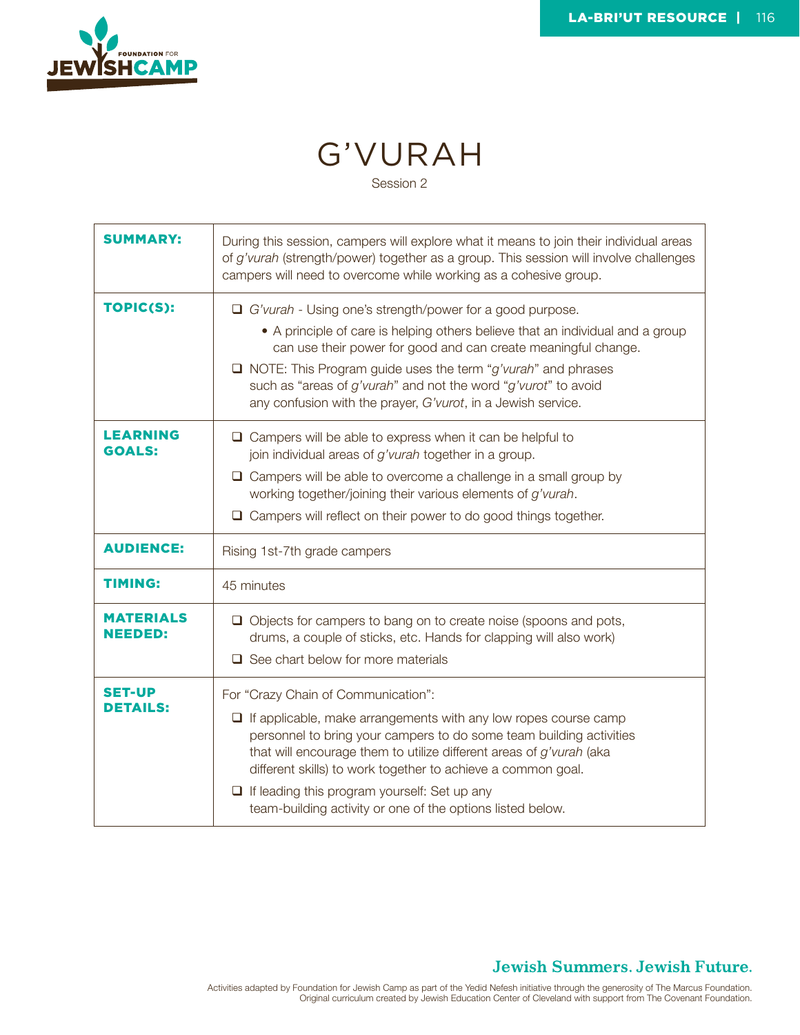# G'VURAH

Session 2

| | |
|---|---|
| **SUMMARY:** | During this session, campers will explore what it means to join their individual areas of *g'vurah* (strength/power) together as a group. This session will involve challenges campers will need to overcome while working as a cohesive group. |
| **TOPIC(S):** | ❑ *G'vurah* - Using one's strength/power for a good purpose.<br>• A principle of care is helping others believe that an individual and a group can use their power for good and can create meaningful change.<br>❑ NOTE: This Program guide uses the term "*g'vurah*" and phrases such as "areas of *g'vurah*" and not the word "*g'vurot*" to avoid any confusion with the prayer, *G'vurot*, in a Jewish service. |
| **LEARNING GOALS:** | ❑ Campers will be able to express when it can be helpful to join individual areas of *g'vurah* together in a group.<br>❑ Campers will be able to overcome a challenge in a small group by working together/joining their various elements of *g'vurah*.<br>❑ Campers will reflect on their power to do good things together. |
| **AUDIENCE:** | Rising 1st-7th grade campers |
| **TIMING:** | 45 minutes |
| **MATERIALS NEEDED:** | ❑ Objects for campers to bang on to create noise (spoons and pots, drums, a couple of sticks, etc. Hands for clapping will also work)<br>❑ See chart below for more materials |
| **SET-UP DETAILS:** | For "Crazy Chain of Communication":<br>❑ If applicable, make arrangements with any low ropes course camp personnel to bring your campers to do some team building activities that will encourage them to utilize different areas of *g'vurah* (aka different skills) to work together to achieve a common goal.<br>❑ If leading this program yourself: Set up any team-building activity or one of the options listed below. |

Jewish Summers. Jewish Future.

Activities adapted by Foundation for Jewish Camp as part of the Yedid Nefesh initiative through the generosity of The Marcus Foundation. Original curriculum created by Jewish Education Center of Cleveland with support from The Covenant Foundation.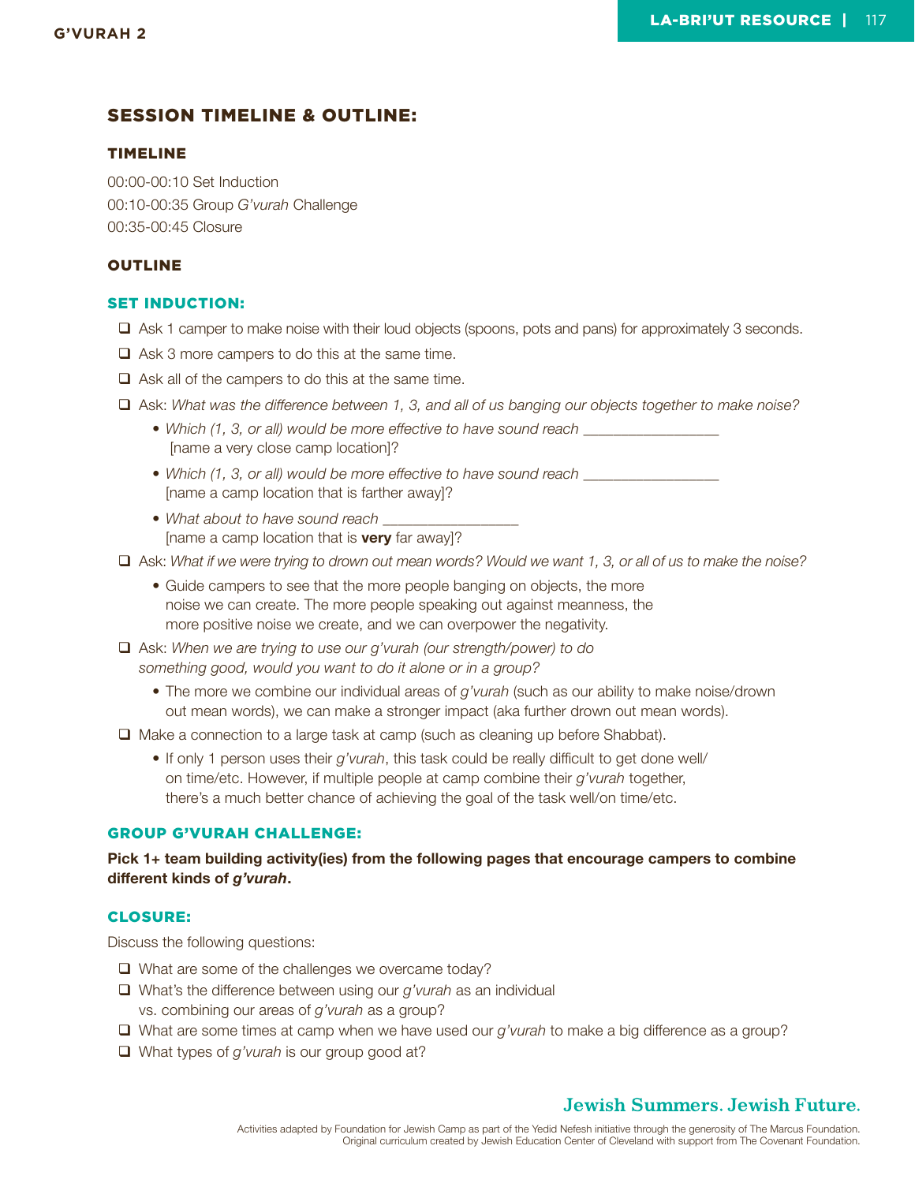## SESSION TIMELINE & OUTLINE:

### TIMELINE

00:00-00:10 Set Induction
00:10-00:35 Group *G'vurah* Challenge
00:35-00:45 Closure

### OUTLINE

#### SET INDUCTION:

- ❑ Ask 1 camper to make noise with their loud objects (spoons, pots and pans) for approximately 3 seconds.
- ❑ Ask 3 more campers to do this at the same time.
- ❑ Ask all of the campers to do this at the same time.
- ❑ Ask: *What was the difference between 1, 3, and all of us banging our objects together to make noise?*
    - *Which (1, 3, or all) would be more effective to have sound reach _________________* [name a very close camp location]?
    - *Which (1, 3, or all) would be more effective to have sound reach _________________* [name a camp location that is farther away]?
    - *What about to have sound reach _________________* [name a camp location that is **very** far away]?
- ❑ Ask: *What if we were trying to drown out mean words? Would we want 1, 3, or all of us to make the noise?*
    - Guide campers to see that the more people banging on objects, the more noise we can create. The more people speaking out against meanness, the more positive noise we create, and we can overpower the negativity.
- ❑ Ask: *When we are trying to use our g'vurah (our strength/power) to do something good, would you want to do it alone or in a group?*
    - The more we combine our individual areas of *g'vurah* (such as our ability to make noise/drown out mean words), we can make a stronger impact (aka further drown out mean words).
- ❑ Make a connection to a large task at camp (such as cleaning up before Shabbat).
    - If only 1 person uses their *g'vurah*, this task could be really difficult to get done well/on time/etc. However, if multiple people at camp combine their *g'vurah* together, there's a much better chance of achieving the goal of the task well/on time/etc.

#### GROUP G'VURAH CHALLENGE:

**Pick 1+ team building activity(ies) from the following pages that encourage campers to combine different kinds of *g'vurah*.**

#### CLOSURE:

Discuss the following questions:

- ❑ What are some of the challenges we overcame today?
- ❑ What's the difference between using our *g'vurah* as an individual vs. combining our areas of *g'vurah* as a group?
- ❑ What are some times at camp when we have used our *g'vurah* to make a big difference as a group?
- ❑ What types of *g'vurah* is our group good at?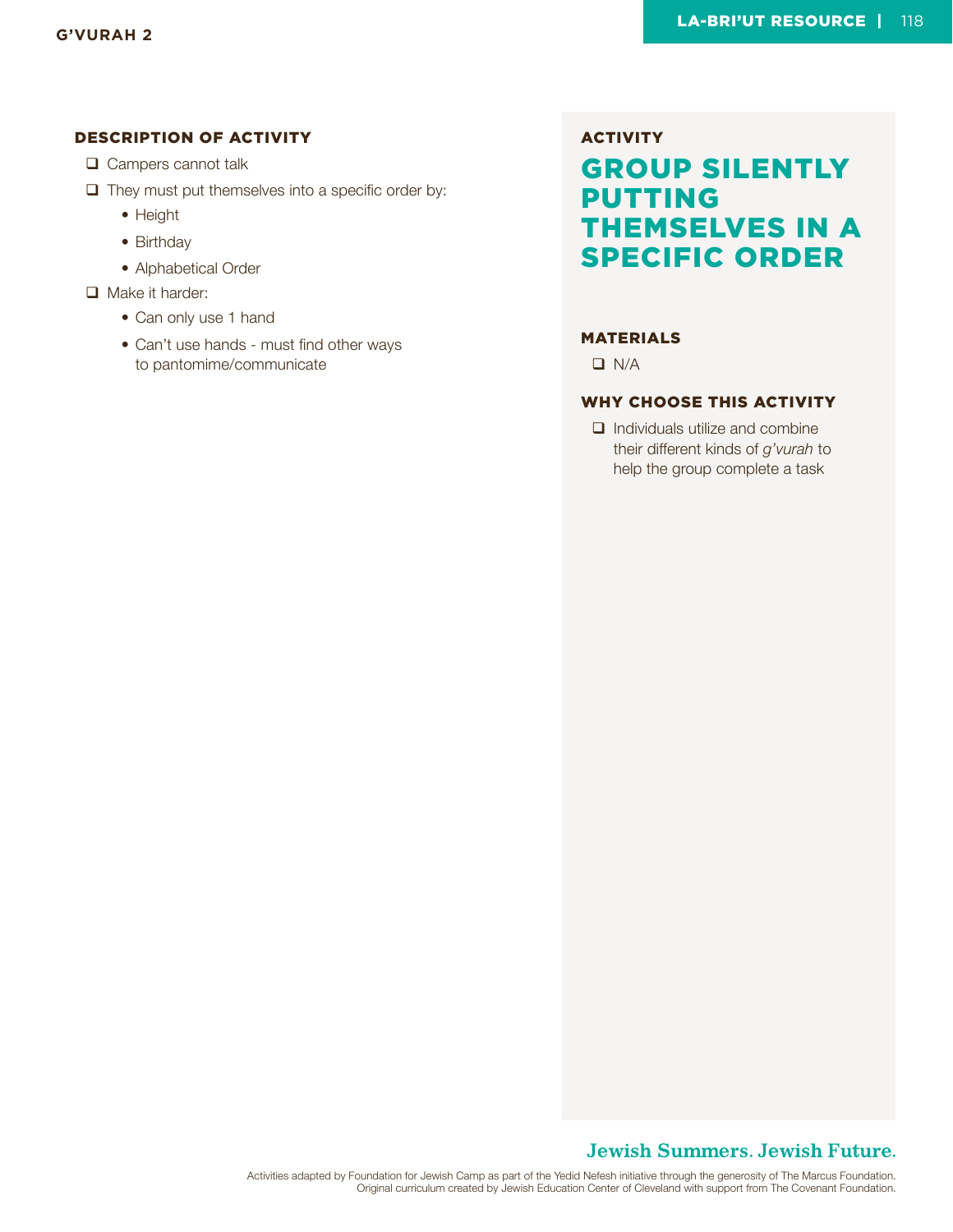## ACTIVITY

# GROUP SILENTLY PUTTING THEMSELVES IN A SPECIFIC ORDER

### MATERIALS

- N/A

### WHY CHOOSE THIS ACTIVITY

- Individuals utilize and combine their different kinds of *g'vurah* to help the group complete a task

### DESCRIPTION OF ACTIVITY

- Campers cannot talk
- They must put themselves into a specific order by:
  - Height
  - Birthday
  - Alphabetical Order
- Make it harder:
  - Can only use 1 hand
  - Can't use hands - must find other ways to pantomime/communicate

Jewish Summers. Jewish Future.

Activities adapted by Foundation for Jewish Camp as part of the Yedid Nefesh initiative through the generosity of The Marcus Foundation. Original curriculum created by Jewish Education Center of Cleveland with support from The Covenant Foundation.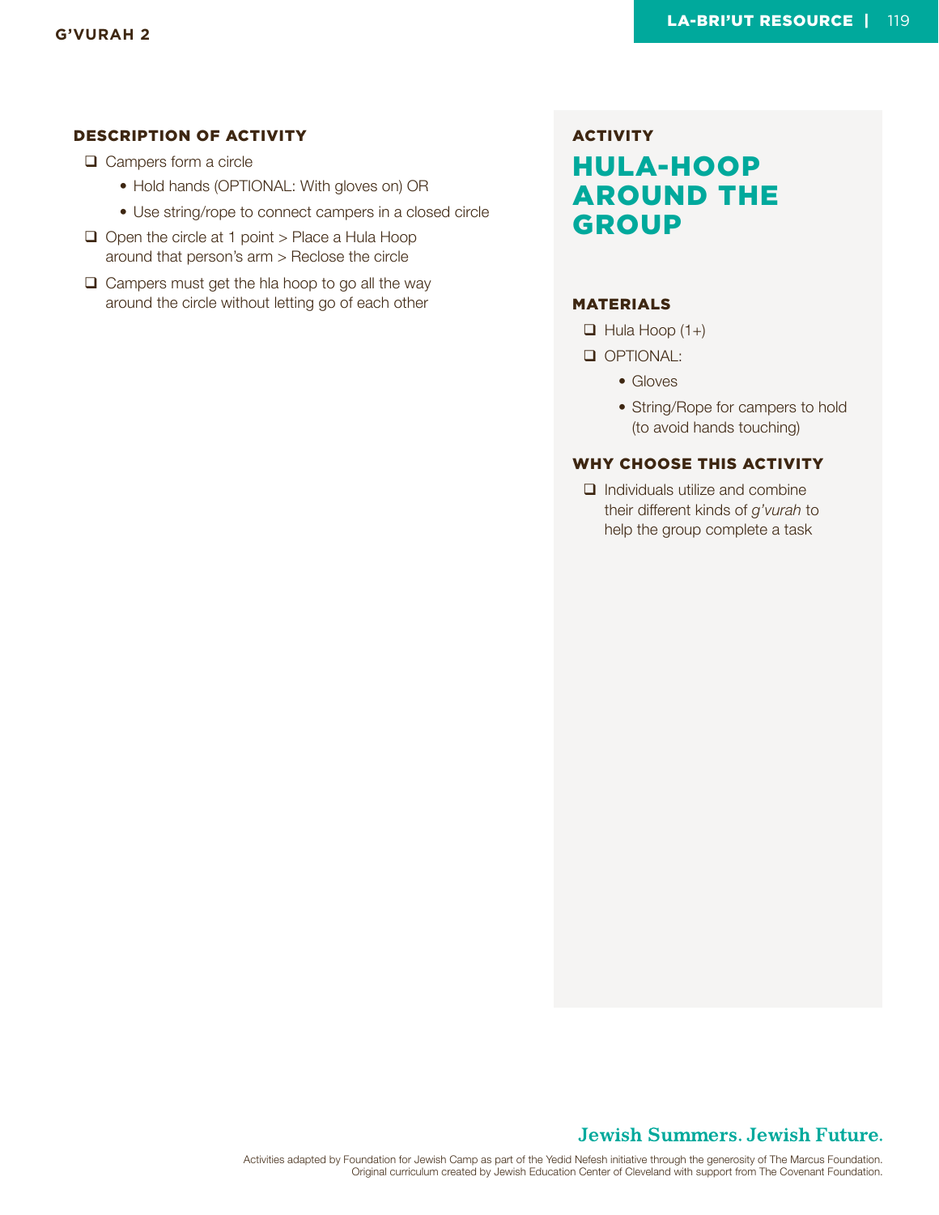## ACTIVITY

# HULA-HOOP AROUND THE GROUP

### MATERIALS

- Hula Hoop (1+)
- OPTIONAL:
  - Gloves
  - String/Rope for campers to hold (to avoid hands touching)

### WHY CHOOSE THIS ACTIVITY

- Individuals utilize and combine their different kinds of *g'vurah* to help the group complete a task

### DESCRIPTION OF ACTIVITY

- Campers form a circle
  - Hold hands (OPTIONAL: With gloves on) OR
  - Use string/rope to connect campers in a closed circle
- Open the circle at 1 point > Place a Hula Hoop around that person's arm > Reclose the circle
- Campers must get the hla hoop to go all the way around the circle without letting go of each other

Jewish Summers. Jewish Future.

Activities adapted by Foundation for Jewish Camp as part of the Yedid Nefesh initiative through the generosity of The Marcus Foundation. Original curriculum created by Jewish Education Center of Cleveland with support from The Covenant Foundation.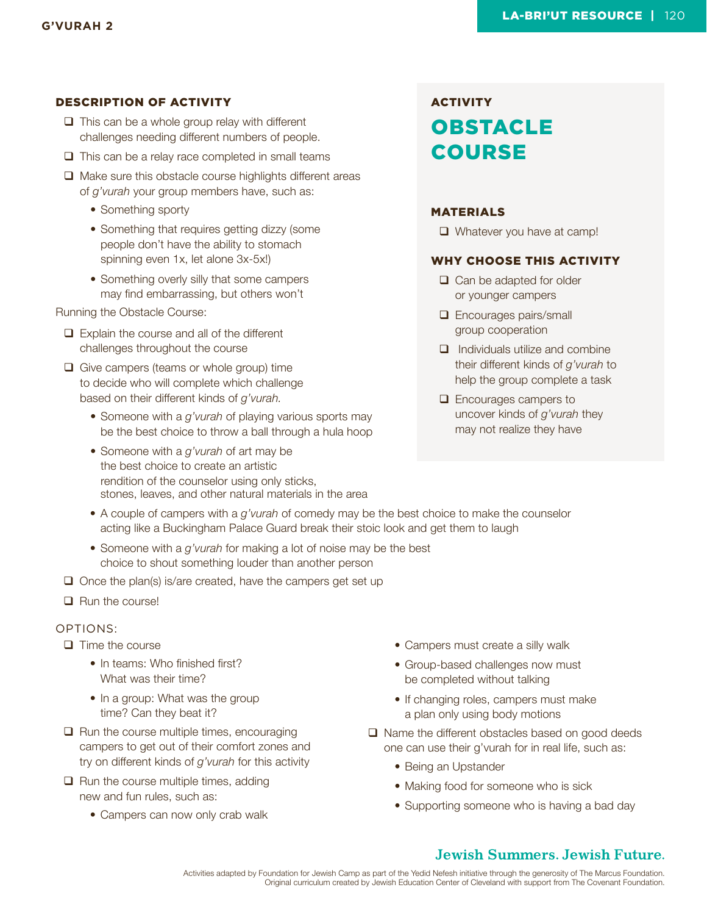## ACTIVITY

# OBSTACLE COURSE

### MATERIALS

- ❑ Whatever you have at camp!

### WHY CHOOSE THIS ACTIVITY

- ❑ Can be adapted for older or younger campers
- ❑ Encourages pairs/small group cooperation
- ❑ Individuals utilize and combine their different kinds of *g'vurah* to help the group complete a task
- ❑ Encourages campers to uncover kinds of *g'vurah* they may not realize they have

### DESCRIPTION OF ACTIVITY

- ❑ This can be a whole group relay with different challenges needing different numbers of people.
- ❑ This can be a relay race completed in small teams
- ❑ Make sure this obstacle course highlights different areas of *g'vurah* your group members have, such as:
  - Something sporty
  - Something that requires getting dizzy (some people don't have the ability to stomach spinning even 1x, let alone 3x-5x!)
  - Something overly silly that some campers may find embarrassing, but others won't

Running the Obstacle Course:

- ❑ Explain the course and all of the different challenges throughout the course
- ❑ Give campers (teams or whole group) time to decide who will complete which challenge based on their different kinds of *g'vurah.*
  - Someone with a *g'vurah* of playing various sports may be the best choice to throw a ball through a hula hoop
  - Someone with a *g'vurah* of art may be the best choice to create an artistic rendition of the counselor using only sticks, stones, leaves, and other natural materials in the area
  - A couple of campers with a *g'vurah* of comedy may be the best choice to make the counselor acting like a Buckingham Palace Guard break their stoic look and get them to laugh
  - Someone with a *g'vurah* for making a lot of noise may be the best choice to shout something louder than another person
- ❑ Once the plan(s) is/are created, have the campers get set up
- ❑ Run the course!

OPTIONS:

- ❑ Time the course
  - In teams: Who finished first? What was their time?
  - In a group: What was the group time? Can they beat it?
- ❑ Run the course multiple times, encouraging campers to get out of their comfort zones and try on different kinds of *g'vurah* for this activity
- ❑ Run the course multiple times, adding new and fun rules, such as:
  - Campers can now only crab walk
  - Campers must create a silly walk
  - Group-based challenges now must be completed without talking
  - If changing roles, campers must make a plan only using body motions
- ❑ Name the different obstacles based on good deeds one can use their g'vurah for in real life, such as:
  - Being an Upstander
  - Making food for someone who is sick
  - Supporting someone who is having a bad day

**Jewish Summers. Jewish Future.**

Activities adapted by Foundation for Jewish Camp as part of the Yedid Nefesh initiative through the generosity of The Marcus Foundation.
Original curriculum created by Jewish Education Center of Cleveland with support from The Covenant Foundation.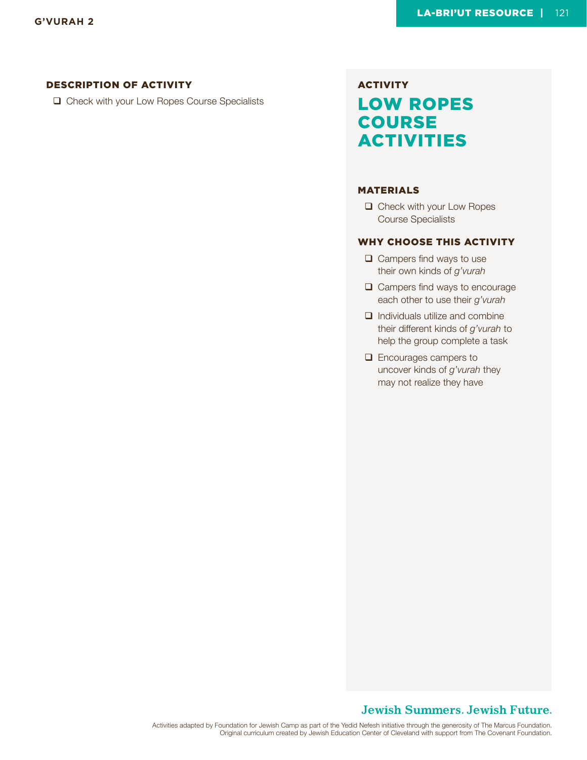## DESCRIPTION OF ACTIVITY

- ☐ Check with your Low Ropes Course Specialists

### ACTIVITY

# LOW ROPES COURSE ACTIVITIES

## MATERIALS

- ☐ Check with your Low Ropes Course Specialists

## WHY CHOOSE THIS ACTIVITY

- ☐ Campers find ways to use their own kinds of *g'vurah*
- ☐ Campers find ways to encourage each other to use their *g'vurah*
- ☐ Individuals utilize and combine their different kinds of *g'vurah* to help the group complete a task
- ☐ Encourages campers to uncover kinds of *g'vurah* they may not realize they have

**Jewish Summers. Jewish Future.**

Activities adapted by Foundation for Jewish Camp as part of the Yedid Nefesh initiative through the generosity of The Marcus Foundation.
Original curriculum created by Jewish Education Center of Cleveland with support from The Covenant Foundation.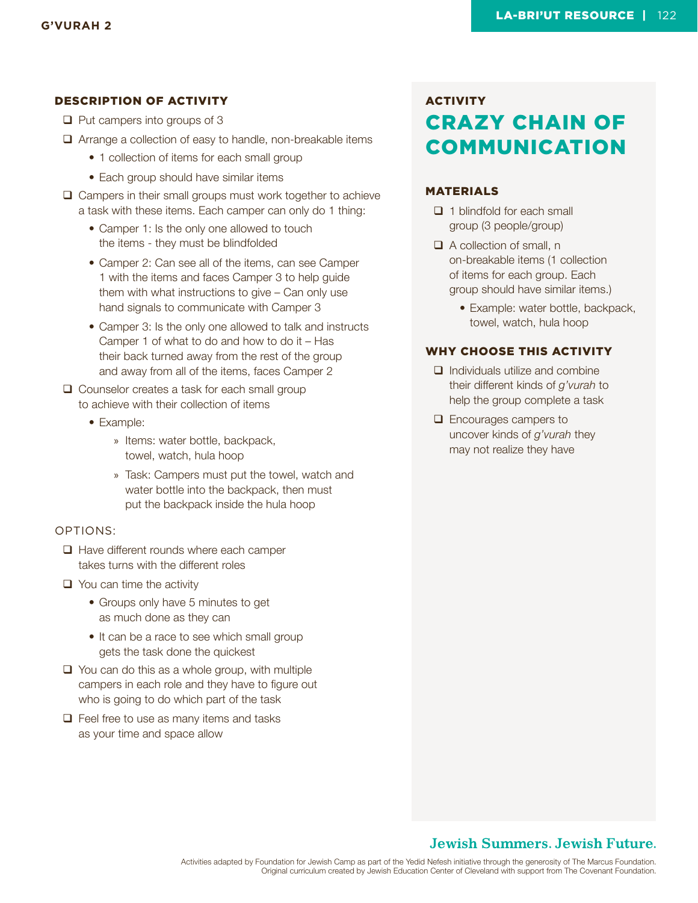## ACTIVITY

# CRAZY CHAIN OF COMMUNICATION

### MATERIALS

- ❑ 1 blindfold for each small group (3 people/group)
- ❑ A collection of small, n on-breakable items (1 collection of items for each group. Each group should have similar items.)
  - Example: water bottle, backpack, towel, watch, hula hoop

### WHY CHOOSE THIS ACTIVITY

- ❑ Individuals utilize and combine their different kinds of *g'vurah* to help the group complete a task
- ❑ Encourages campers to uncover kinds of *g'vurah* they may not realize they have

### DESCRIPTION OF ACTIVITY

- ❑ Put campers into groups of 3
- ❑ Arrange a collection of easy to handle, non-breakable items
  - 1 collection of items for each small group
  - Each group should have similar items
- ❑ Campers in their small groups must work together to achieve a task with these items. Each camper can only do 1 thing:
  - Camper 1: Is the only one allowed to touch the items - they must be blindfolded
  - Camper 2: Can see all of the items, can see Camper 1 with the items and faces Camper 3 to help guide them with what instructions to give – Can only use hand signals to communicate with Camper 3
  - Camper 3: Is the only one allowed to talk and instructs Camper 1 of what to do and how to do it – Has their back turned away from the rest of the group and away from all of the items, faces Camper 2
- ❑ Counselor creates a task for each small group to achieve with their collection of items
  - Example:
    - » Items: water bottle, backpack, towel, watch, hula hoop
    - » Task: Campers must put the towel, watch and water bottle into the backpack, then must put the backpack inside the hula hoop

OPTIONS:

- ❑ Have different rounds where each camper takes turns with the different roles
- ❑ You can time the activity
  - Groups only have 5 minutes to get as much done as they can
  - It can be a race to see which small group gets the task done the quickest
- ❑ You can do this as a whole group, with multiple campers in each role and they have to figure out who is going to do which part of the task
- ❑ Feel free to use as many items and tasks as your time and space allow

**Jewish Summers. Jewish Future.**

Activities adapted by Foundation for Jewish Camp as part of the Yedid Nefesh initiative through the generosity of The Marcus Foundation. Original curriculum created by Jewish Education Center of Cleveland with support from The Covenant Foundation.